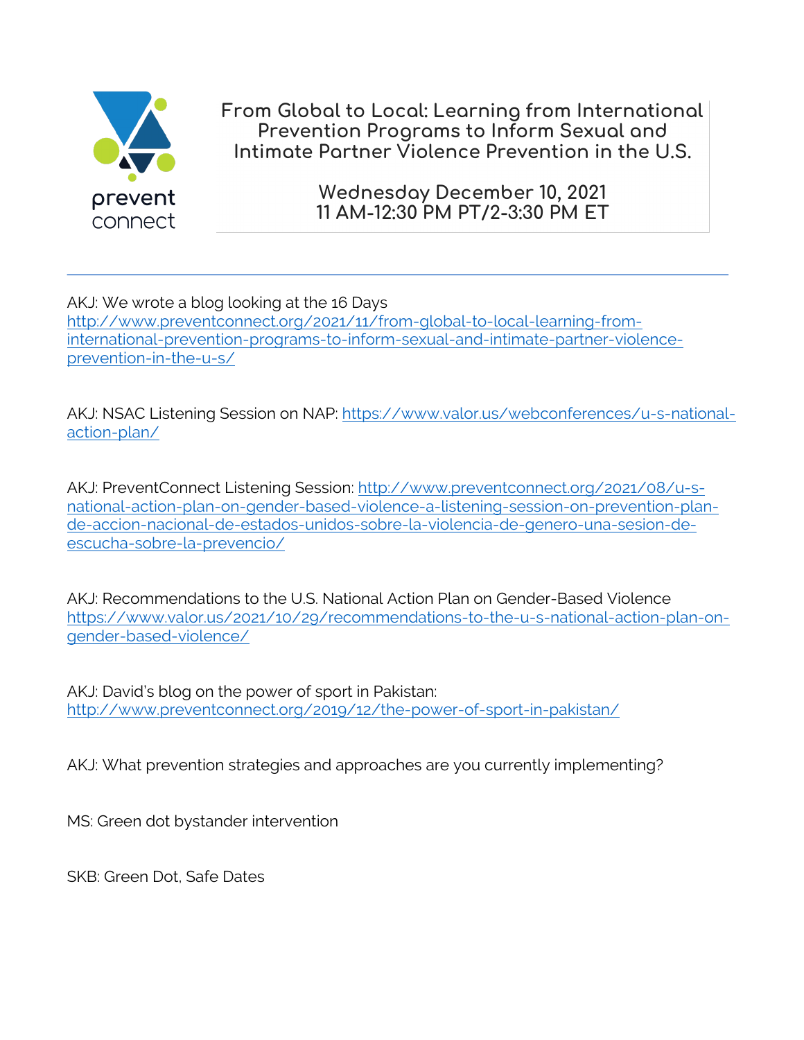prevent connect

# From Global to Local: Learning from International Prevention Programs to Inform Sexual and Intimate Partner Violence Prevention in the U.S.

**Wednesday December 10, 2021**
**11 AM-12:30 PM PT/2-3:30 PM ET**

---

AKJ: We wrote a blog looking at the 16 Days http://www.preventconnect.org/2021/11/from-global-to-local-learning-from-international-prevention-programs-to-inform-sexual-and-intimate-partner-violence-prevention-in-the-u-s/

AKJ: NSAC Listening Session on NAP: https://www.valor.us/webconferences/u-s-national-action-plan/

AKJ: PreventConnect Listening Session: http://www.preventconnect.org/2021/08/u-s-national-action-plan-on-gender-based-violence-a-listening-session-on-prevention-plan-de-accion-nacional-de-estados-unidos-sobre-la-violencia-de-genero-una-sesion-de-escucha-sobre-la-prevencio/

AKJ: Recommendations to the U.S. National Action Plan on Gender-Based Violence https://www.valor.us/2021/10/29/recommendations-to-the-u-s-national-action-plan-on-gender-based-violence/

AKJ: David's blog on the power of sport in Pakistan: http://www.preventconnect.org/2019/12/the-power-of-sport-in-pakistan/

AKJ: What prevention strategies and approaches are you currently implementing?

MS: Green dot bystander intervention

SKB: Green Dot, Safe Dates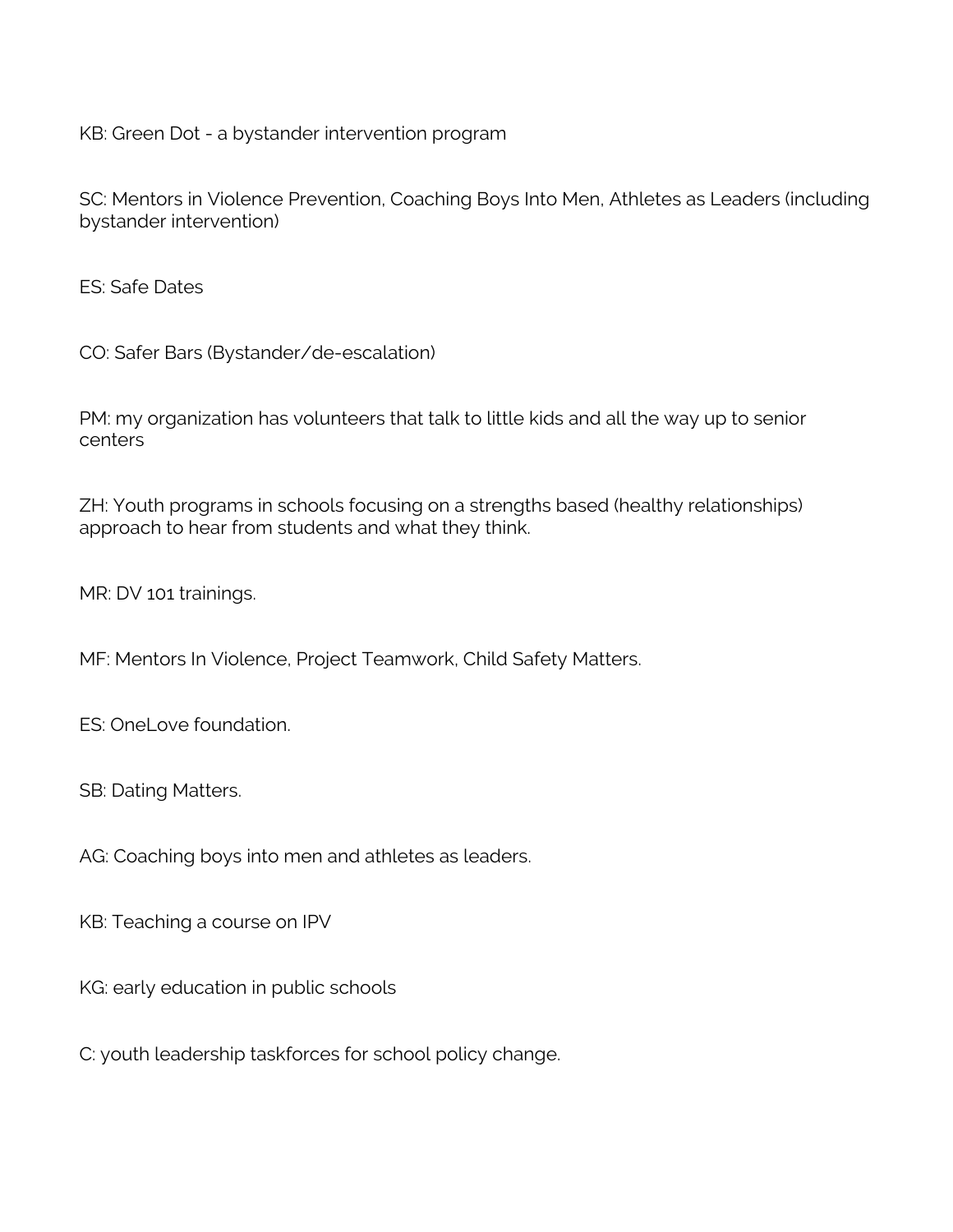KB: Green Dot - a bystander intervention program

SC: Mentors in Violence Prevention, Coaching Boys Into Men, Athletes as Leaders (including bystander intervention)

ES: Safe Dates

CO: Safer Bars (Bystander/de-escalation)

PM: my organization has volunteers that talk to little kids and all the way up to senior centers

ZH: Youth programs in schools focusing on a strengths based (healthy relationships) approach to hear from students and what they think.

MR: DV 101 trainings.

MF: Mentors In Violence, Project Teamwork, Child Safety Matters.

ES: OneLove foundation.

SB: Dating Matters.

AG: Coaching boys into men and athletes as leaders.

KB: Teaching a course on IPV

KG: early education in public schools

C: youth leadership taskforces for school policy change.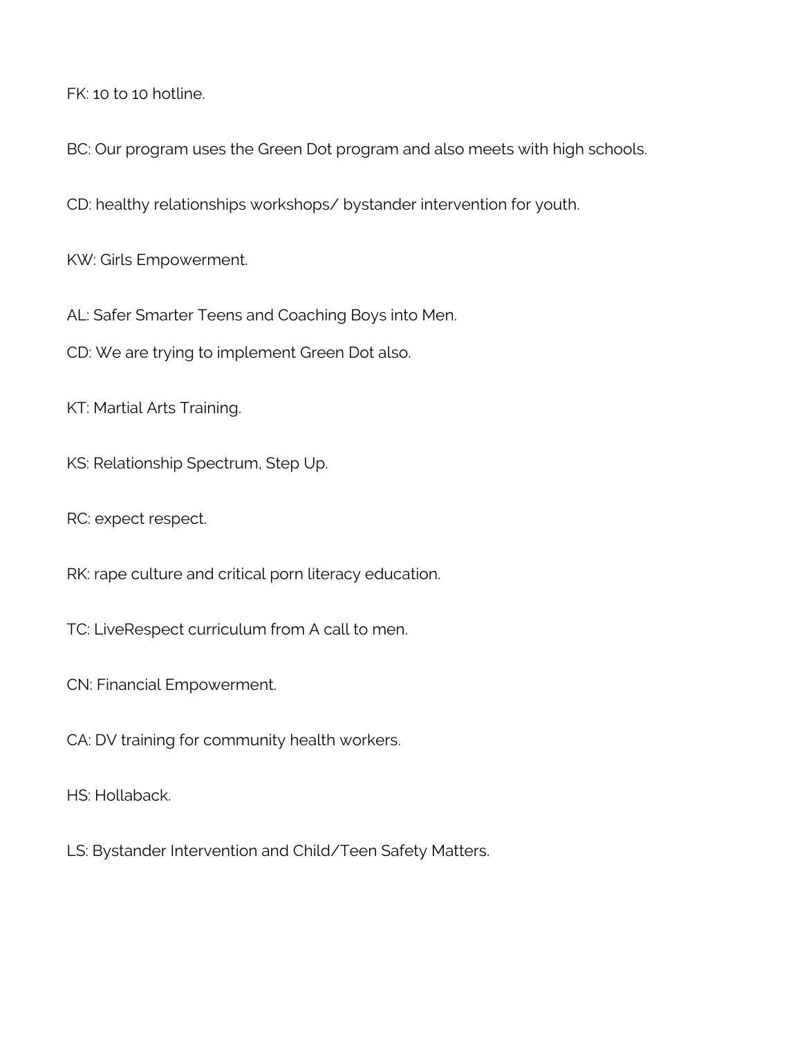FK: 10 to 10 hotline.

BC: Our program uses the Green Dot program and also meets with high schools.

CD: healthy relationships workshops/ bystander intervention for youth.

KW: Girls Empowerment.

AL: Safer Smarter Teens and Coaching Boys into Men.

CD: We are trying to implement Green Dot also.

KT: Martial Arts Training.

KS: Relationship Spectrum, Step Up.

RC: expect respect.

RK: rape culture and critical porn literacy education.

TC: LiveRespect curriculum from A call to men.

CN: Financial Empowerment.

CA: DV training for community health workers.

HS: Hollaback.

LS: Bystander Intervention and Child/Teen Safety Matters.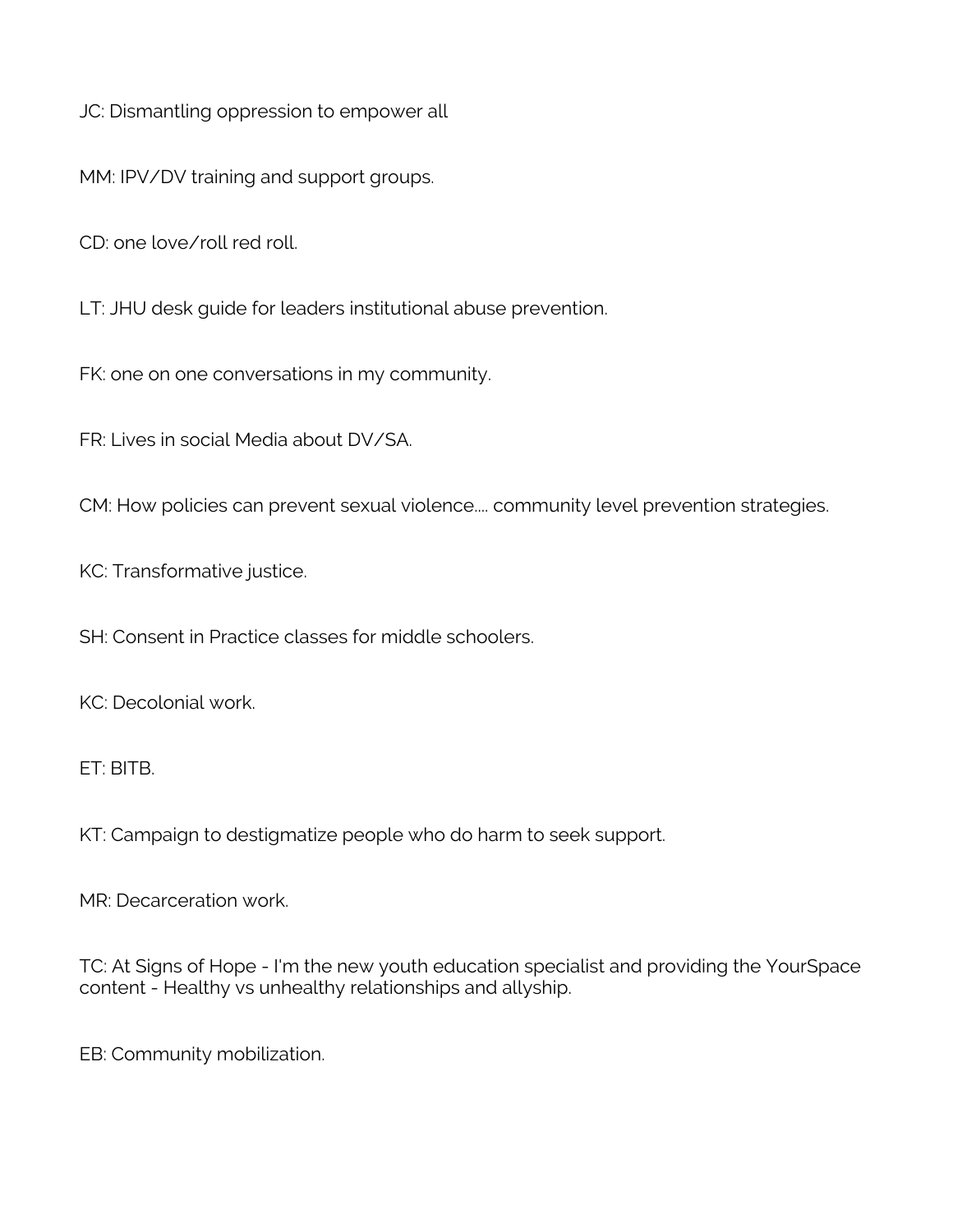JC: Dismantling oppression to empower all

MM: IPV/DV training and support groups.

CD: one love/roll red roll.

LT: JHU desk guide for leaders institutional abuse prevention.

FK: one on one conversations in my community.

FR: Lives in social Media about DV/SA.

CM: How policies can prevent sexual violence.... community level prevention strategies.

KC: Transformative justice.

SH: Consent in Practice classes for middle schoolers.

KC: Decolonial work.

ET: BITB.

KT: Campaign to destigmatize people who do harm to seek support.

MR: Decarceration work.

TC: At Signs of Hope - I'm the new youth education specialist and providing the YourSpace content - Healthy vs unhealthy relationships and allyship.

EB: Community mobilization.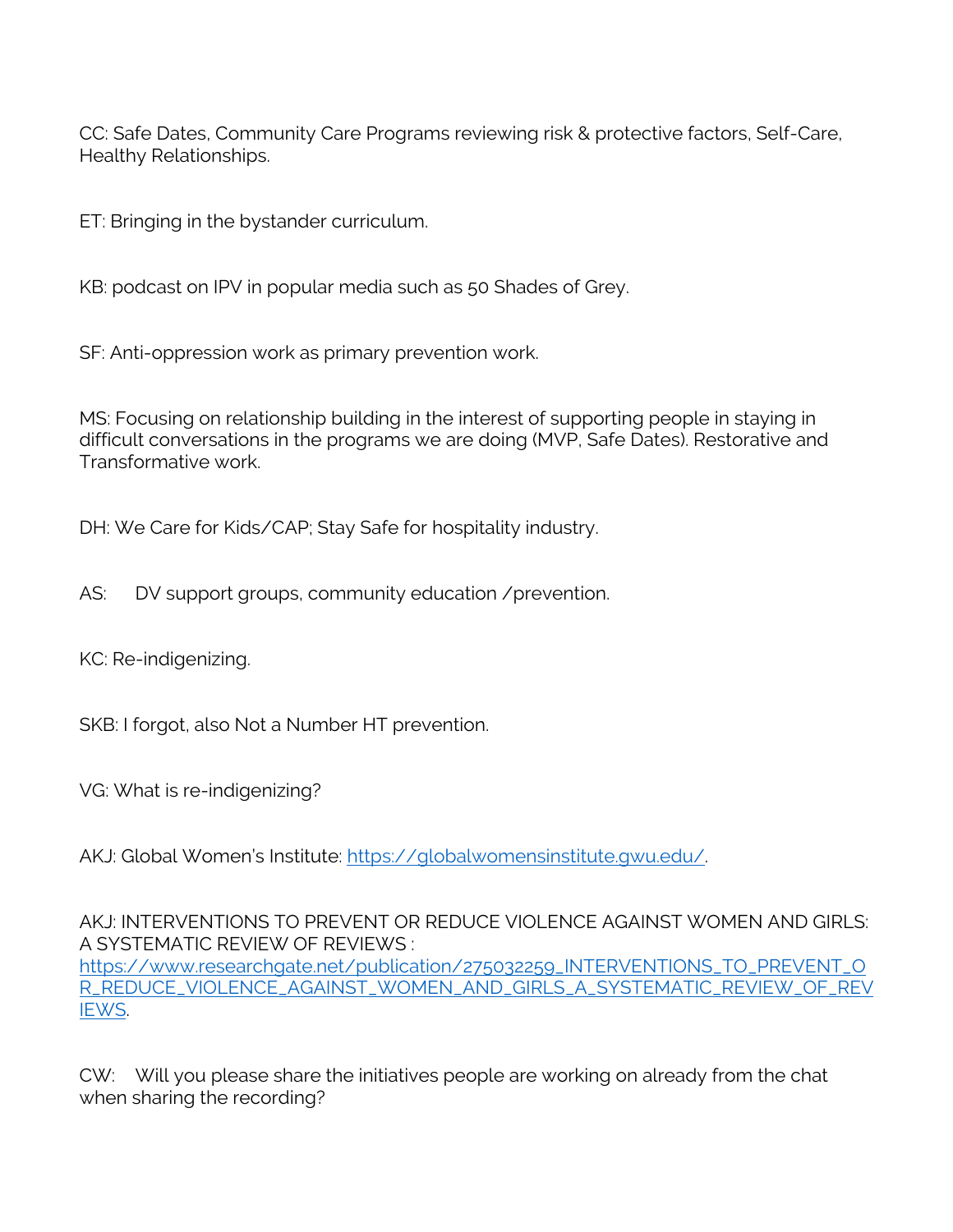CC: Safe Dates, Community Care Programs reviewing risk & protective factors, Self-Care, Healthy Relationships.

ET: Bringing in the bystander curriculum.

KB: podcast on IPV in popular media such as 50 Shades of Grey.

SF: Anti-oppression work as primary prevention work.

MS: Focusing on relationship building in the interest of supporting people in staying in difficult conversations in the programs we are doing (MVP, Safe Dates). Restorative and Transformative work.

DH: We Care for Kids/CAP; Stay Safe for hospitality industry.

AS: DV support groups, community education /prevention.

KC: Re-indigenizing.

SKB: I forgot, also Not a Number HT prevention.

VG: What is re-indigenizing?

AKJ: Global Women's Institute: [https://globalwomensinstitute.gwu.edu/](https://globalwomensinstitute.gwu.edu/).

AKJ: INTERVENTIONS TO PREVENT OR REDUCE VIOLENCE AGAINST WOMEN AND GIRLS: A SYSTEMATIC REVIEW OF REVIEWS : [https://www.researchgate.net/publication/275032259_INTERVENTIONS_TO_PREVENT_OR_REDUCE_VIOLENCE_AGAINST_WOMEN_AND_GIRLS_A_SYSTEMATIC_REVIEW_OF_REVIEWS](https://www.researchgate.net/publication/275032259_INTERVENTIONS_TO_PREVENT_OR_REDUCE_VIOLENCE_AGAINST_WOMEN_AND_GIRLS_A_SYSTEMATIC_REVIEW_OF_REVIEWS).

CW: Will you please share the initiatives people are working on already from the chat when sharing the recording?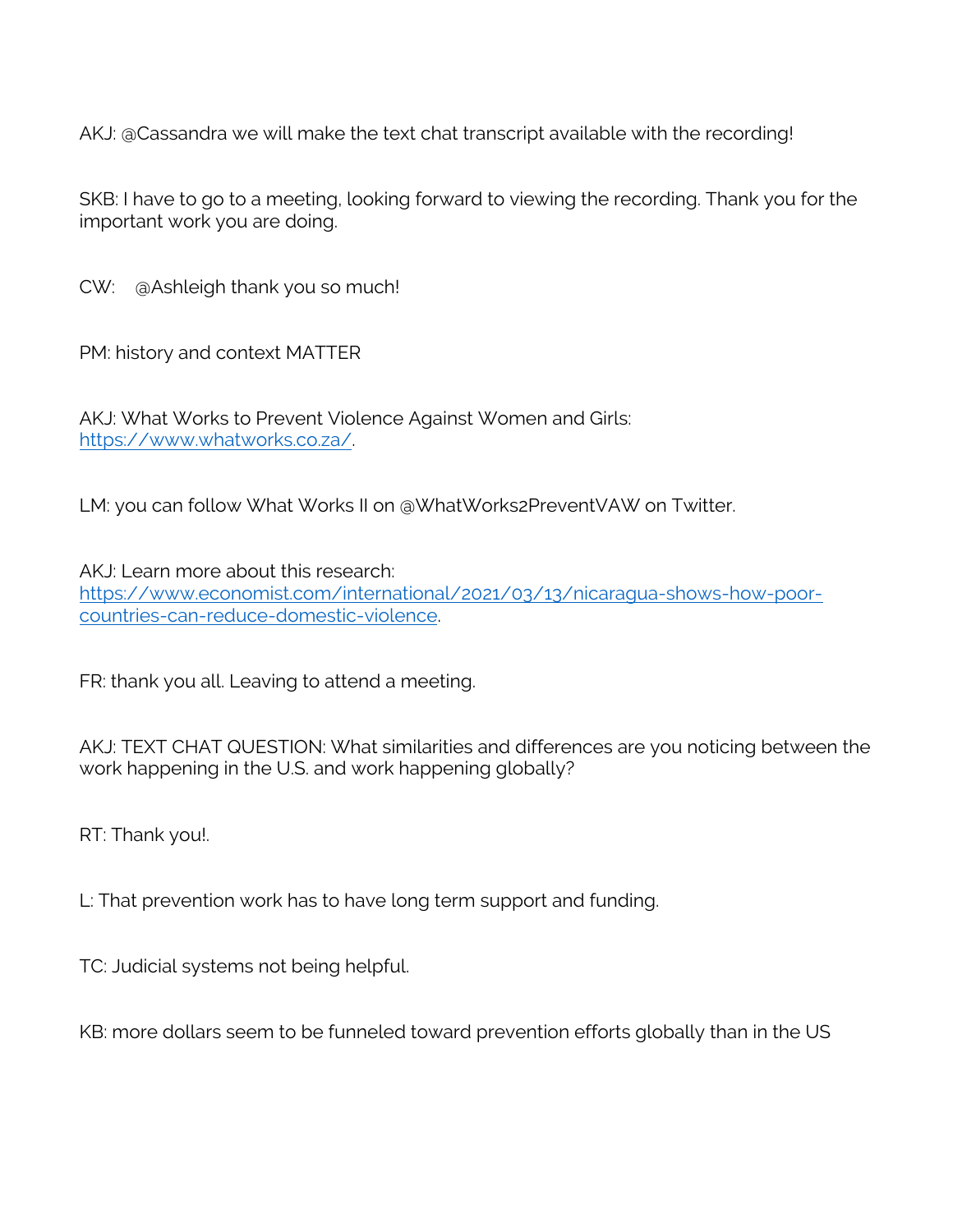AKJ: @Cassandra we will make the text chat transcript available with the recording!

SKB: I have to go to a meeting, looking forward to viewing the recording. Thank you for the important work you are doing.

CW: @Ashleigh thank you so much!

PM: history and context MATTER

AKJ: What Works to Prevent Violence Against Women and Girls: [https://www.whatworks.co.za/](https://www.whatworks.co.za/).

LM: you can follow What Works II on @WhatWorks2PreventVAW on Twitter.

AKJ: Learn more about this research: [https://www.economist.com/international/2021/03/13/nicaragua-shows-how-poor-countries-can-reduce-domestic-violence](https://www.economist.com/international/2021/03/13/nicaragua-shows-how-poor-countries-can-reduce-domestic-violence).

FR: thank you all. Leaving to attend a meeting.

AKJ: TEXT CHAT QUESTION: What similarities and differences are you noticing between the work happening in the U.S. and work happening globally?

RT: Thank you!.

L: That prevention work has to have long term support and funding.

TC: Judicial systems not being helpful.

KB: more dollars seem to be funneled toward prevention efforts globally than in the US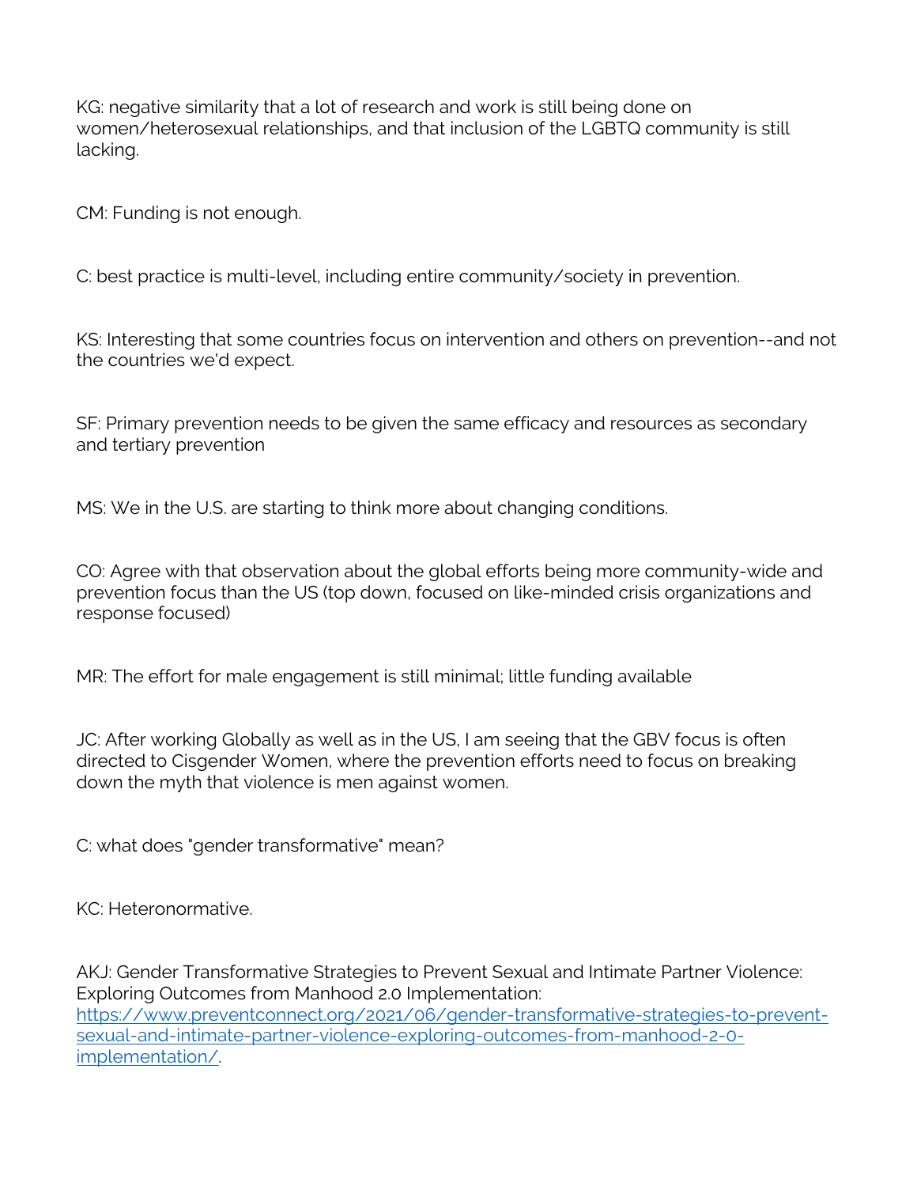KG: negative similarity that a lot of research and work is still being done on women/heterosexual relationships, and that inclusion of the LGBTQ community is still lacking.

CM: Funding is not enough.

C: best practice is multi-level, including entire community/society in prevention.

KS: Interesting that some countries focus on intervention and others on prevention--and not the countries we'd expect.

SF: Primary prevention needs to be given the same efficacy and resources as secondary and tertiary prevention

MS: We in the U.S. are starting to think more about changing conditions.

CO: Agree with that observation about the global efforts being more community-wide and prevention focus than the US (top down, focused on like-minded crisis organizations and response focused)

MR: The effort for male engagement is still minimal; little funding available

JC: After working Globally as well as in the US, I am seeing that the GBV focus is often directed to Cisgender Women, where the prevention efforts need to focus on breaking down the myth that violence is men against women.

C: what does "gender transformative" mean?

KC: Heteronormative.

AKJ: Gender Transformative Strategies to Prevent Sexual and Intimate Partner Violence: Exploring Outcomes from Manhood 2.0 Implementation: [https://www.preventconnect.org/2021/06/gender-transformative-strategies-to-prevent-sexual-and-intimate-partner-violence-exploring-outcomes-from-manhood-2-0-implementation/](https://www.preventconnect.org/2021/06/gender-transformative-strategies-to-prevent-sexual-and-intimate-partner-violence-exploring-outcomes-from-manhood-2-0-implementation/).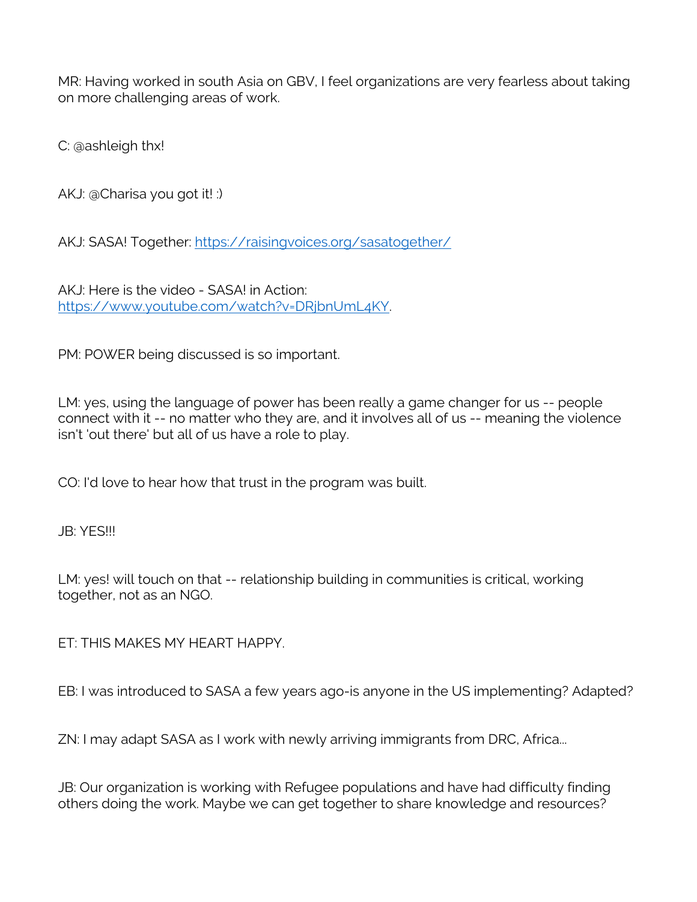MR: Having worked in south Asia on GBV, I feel organizations are very fearless about taking on more challenging areas of work.

C: @ashleigh thx!

AKJ: @Charisa you got it! :)

AKJ: SASA! Together: [https://raisingvoices.org/sasatogether/](https://raisingvoices.org/sasatogether/)

AKJ: Here is the video - SASA! in Action: [https://www.youtube.com/watch?v=DRjbnUmL4KY](https://www.youtube.com/watch?v=DRjbnUmL4KY).

PM: POWER being discussed is so important.

LM: yes, using the language of power has been really a game changer for us -- people connect with it -- no matter who they are, and it involves all of us -- meaning the violence isn't 'out there' but all of us have a role to play.

CO: I'd love to hear how that trust in the program was built.

JB: YES!!!

LM: yes! will touch on that -- relationship building in communities is critical, working together, not as an NGO.

ET: THIS MAKES MY HEART HAPPY.

EB: I was introduced to SASA a few years ago-is anyone in the US implementing? Adapted?

ZN: I may adapt SASA as I work with newly arriving immigrants from DRC, Africa...

JB: Our organization is working with Refugee populations and have had difficulty finding others doing the work. Maybe we can get together to share knowledge and resources?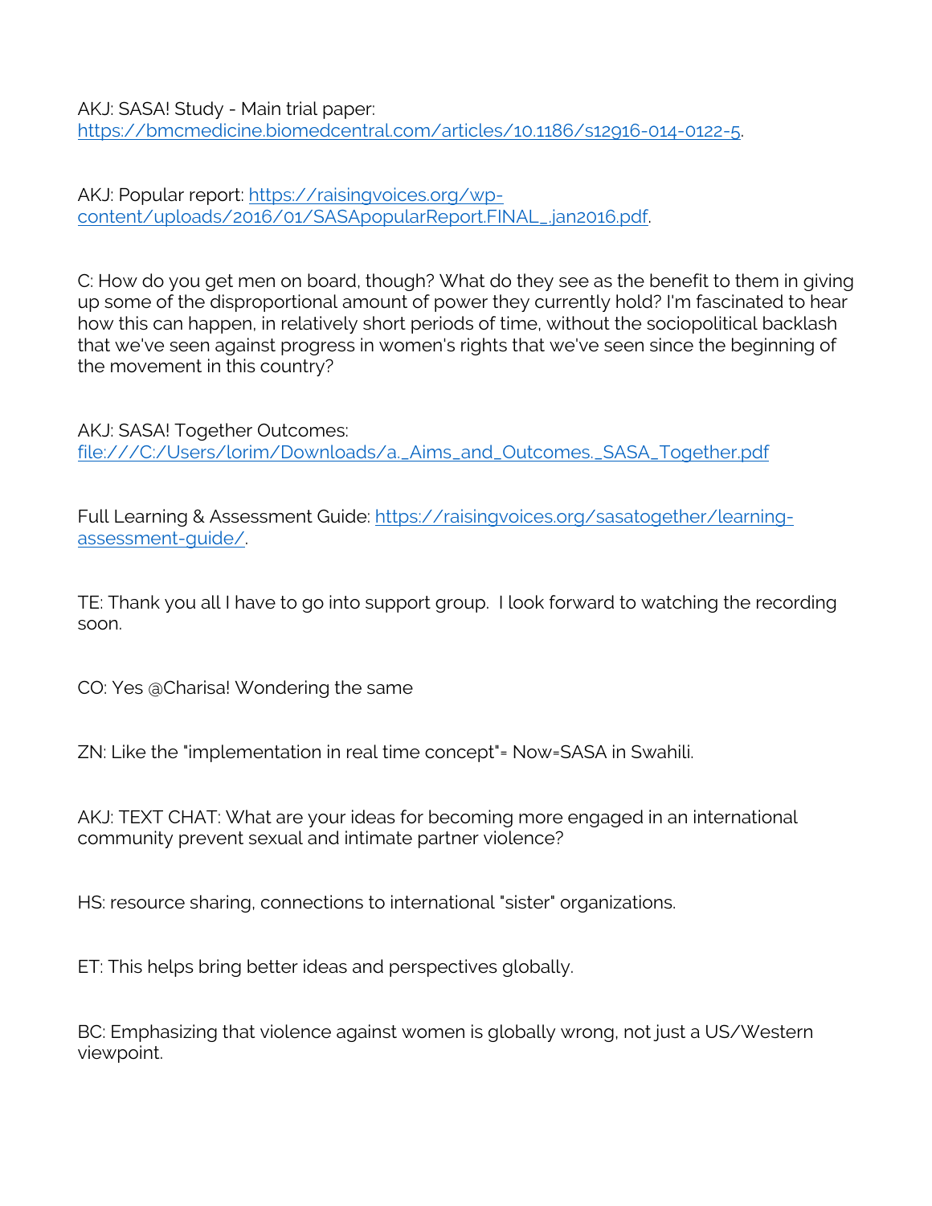AKJ: SASA! Study - Main trial paper: https://bmcmedicine.biomedcentral.com/articles/10.1186/s12916-014-0122-5.

AKJ: Popular report: https://raisingvoices.org/wp-content/uploads/2016/01/SASApopularReport.FINAL_.jan2016.pdf.

C: How do you get men on board, though? What do they see as the benefit to them in giving up some of the disproportional amount of power they currently hold? I'm fascinated to hear how this can happen, in relatively short periods of time, without the sociopolitical backlash that we've seen against progress in women's rights that we've seen since the beginning of the movement in this country?

AKJ: SASA! Together Outcomes: file:///C:/Users/lorim/Downloads/a._Aims_and_Outcomes._SASA_Together.pdf

Full Learning & Assessment Guide: https://raisingvoices.org/sasatogether/learning-assessment-guide/.

TE: Thank you all I have to go into support group. I look forward to watching the recording soon.

CO: Yes @Charisa! Wondering the same

ZN: Like the "implementation in real time concept"= Now=SASA in Swahili.

AKJ: TEXT CHAT: What are your ideas for becoming more engaged in an international community prevent sexual and intimate partner violence?

HS: resource sharing, connections to international "sister" organizations.

ET: This helps bring better ideas and perspectives globally.

BC: Emphasizing that violence against women is globally wrong, not just a US/Western viewpoint.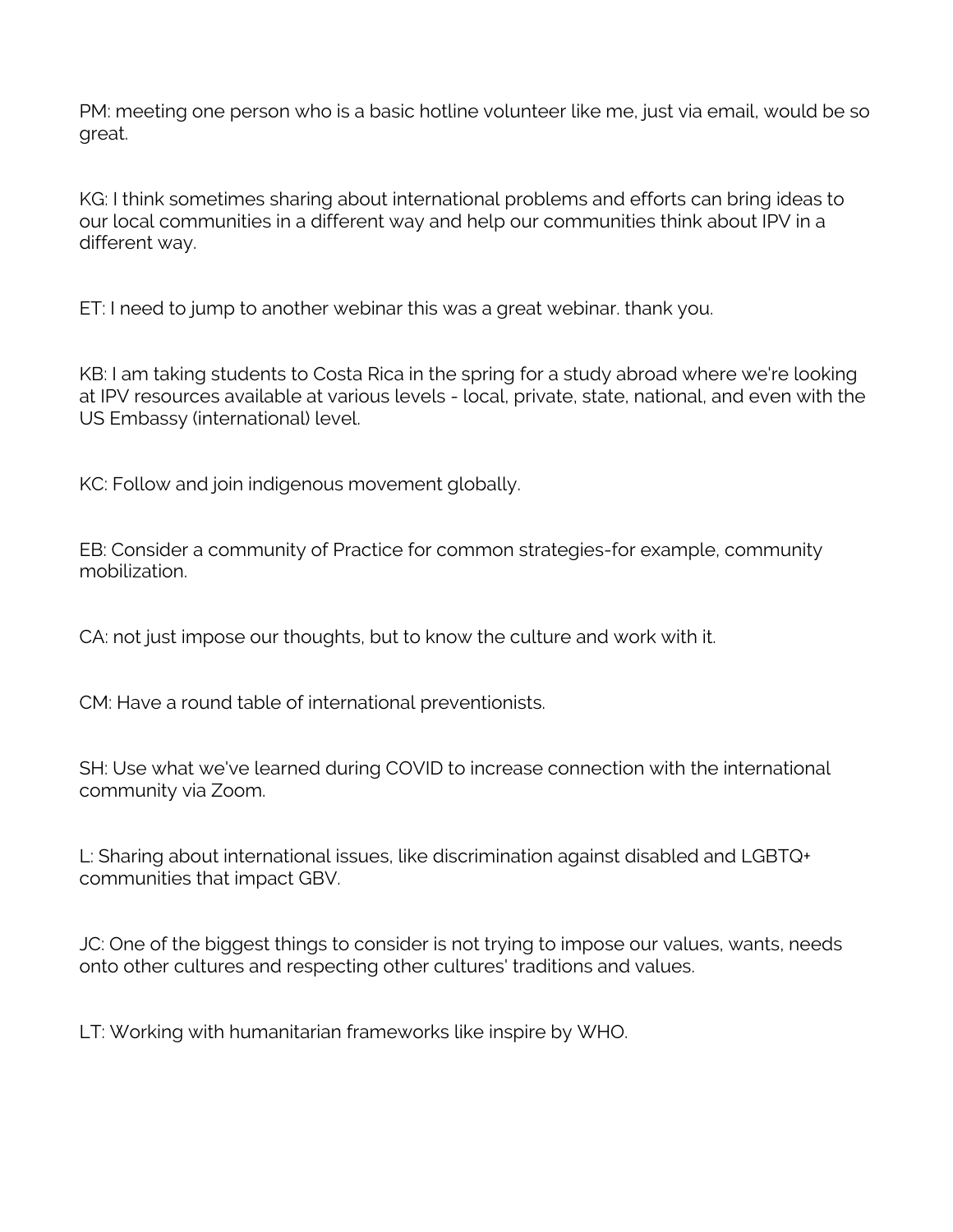PM: meeting one person who is a basic hotline volunteer like me, just via email, would be so great.

KG: I think sometimes sharing about international problems and efforts can bring ideas to our local communities in a different way and help our communities think about IPV in a different way.

ET: I need to jump to another webinar this was a great webinar. thank you.

KB: I am taking students to Costa Rica in the spring for a study abroad where we're looking at IPV resources available at various levels - local, private, state, national, and even with the US Embassy (international) level.

KC: Follow and join indigenous movement globally.

EB: Consider a community of Practice for common strategies-for example, community mobilization.

CA: not just impose our thoughts, but to know the culture and work with it.

CM: Have a round table of international preventionists.

SH: Use what we've learned during COVID to increase connection with the international community via Zoom.

L: Sharing about international issues, like discrimination against disabled and LGBTQ+ communities that impact GBV.

JC: One of the biggest things to consider is not trying to impose our values, wants, needs onto other cultures and respecting other cultures' traditions and values.

LT: Working with humanitarian frameworks like inspire by WHO.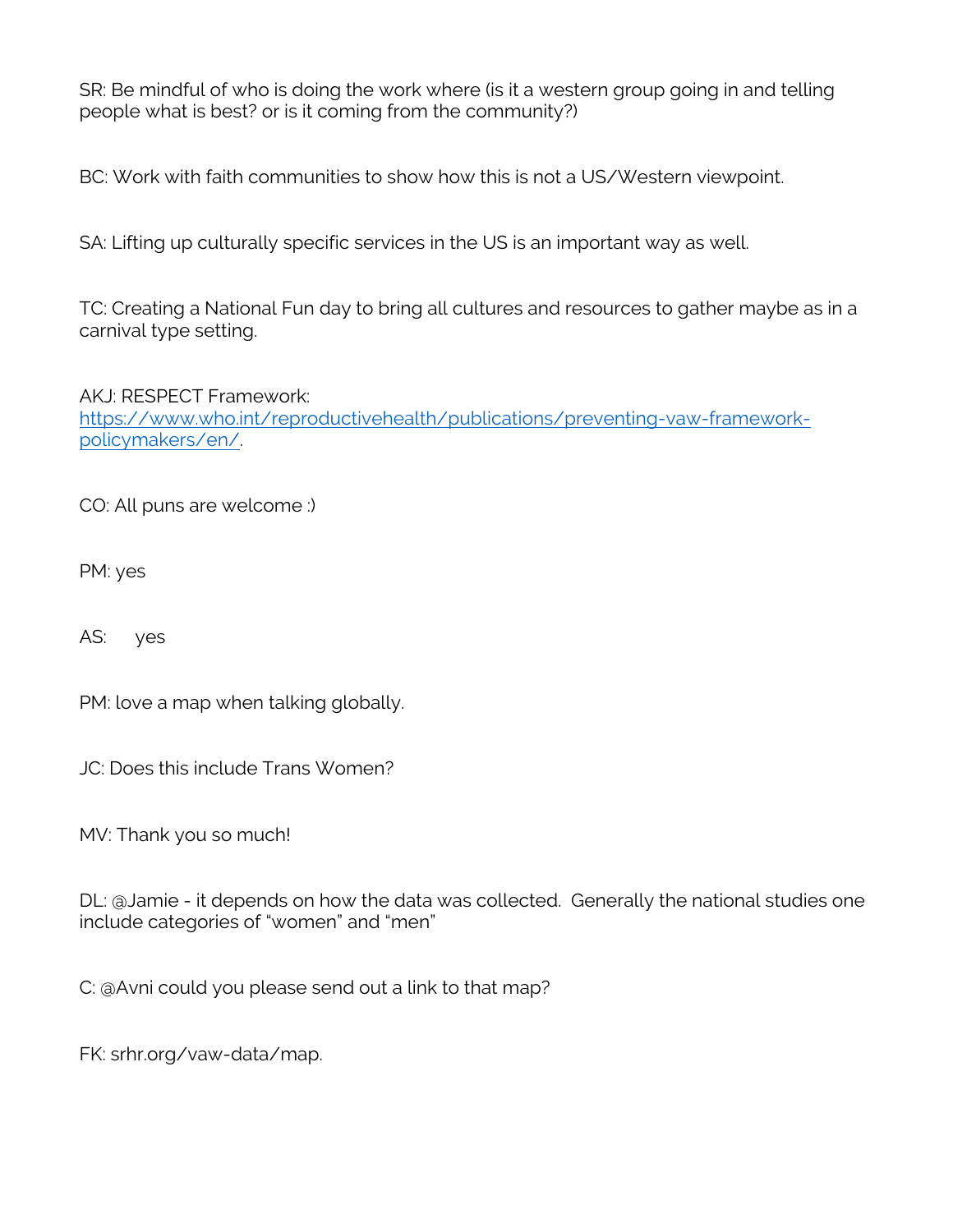SR: Be mindful of who is doing the work where (is it a western group going in and telling people what is best? or is it coming from the community?)

BC: Work with faith communities to show how this is not a US/Western viewpoint.

SA: Lifting up culturally specific services in the US is an important way as well.

TC: Creating a National Fun day to bring all cultures and resources to gather maybe as in a carnival type setting.

AKJ: RESPECT Framework: [https://www.who.int/reproductivehealth/publications/preventing-vaw-framework-policymakers/en/](https://www.who.int/reproductivehealth/publications/preventing-vaw-framework-policymakers/en/).

CO: All puns are welcome :)

PM: yes

AS: yes

PM: love a map when talking globally.

JC: Does this include Trans Women?

MV: Thank you so much!

DL: @Jamie - it depends on how the data was collected. Generally the national studies one include categories of "women" and "men"

C: @Avni could you please send out a link to that map?

FK: srhr.org/vaw-data/map.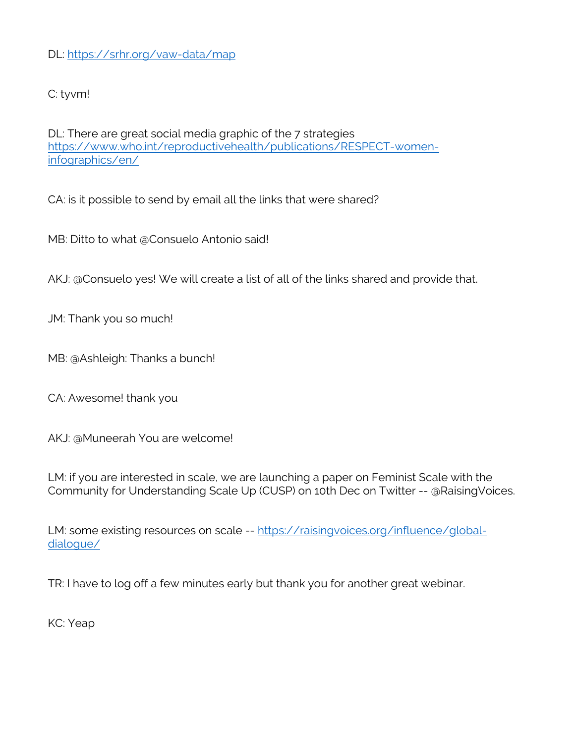DL: https://srhr.org/vaw-data/map

C: tyvm!

DL: There are great social media graphic of the 7 strategies https://www.who.int/reproductivehealth/publications/RESPECT-women-infographics/en/

CA: is it possible to send by email all the links that were shared?

MB: Ditto to what @Consuelo Antonio said!

AKJ: @Consuelo yes! We will create a list of all of the links shared and provide that.

JM: Thank you so much!

MB: @Ashleigh: Thanks a bunch!

CA: Awesome! thank you

AKJ: @Muneerah You are welcome!

LM: if you are interested in scale, we are launching a paper on Feminist Scale with the Community for Understanding Scale Up (CUSP) on 10th Dec on Twitter -- @RaisingVoices.

LM: some existing resources on scale -- https://raisingvoices.org/influence/global-dialogue/

TR: I have to log off a few minutes early but thank you for another great webinar.

KC: Yeap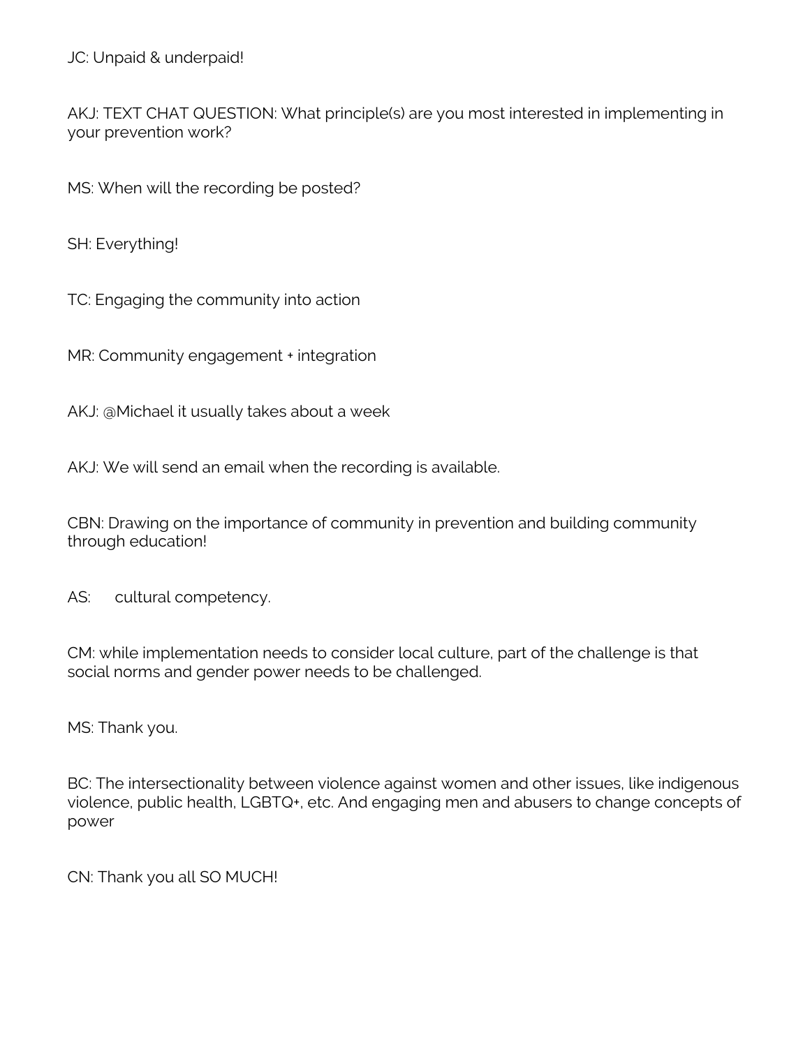JC: Unpaid & underpaid!

AKJ: TEXT CHAT QUESTION: What principle(s) are you most interested in implementing in your prevention work?

MS: When will the recording be posted?

SH: Everything!

TC: Engaging the community into action

MR: Community engagement + integration

AKJ: @Michael it usually takes about a week

AKJ: We will send an email when the recording is available.

CBN: Drawing on the importance of community in prevention and building community through education!

AS: cultural competency.

CM: while implementation needs to consider local culture, part of the challenge is that social norms and gender power needs to be challenged.

MS: Thank you.

BC: The intersectionality between violence against women and other issues, like indigenous violence, public health, LGBTQ+, etc. And engaging men and abusers to change concepts of power

CN: Thank you all SO MUCH!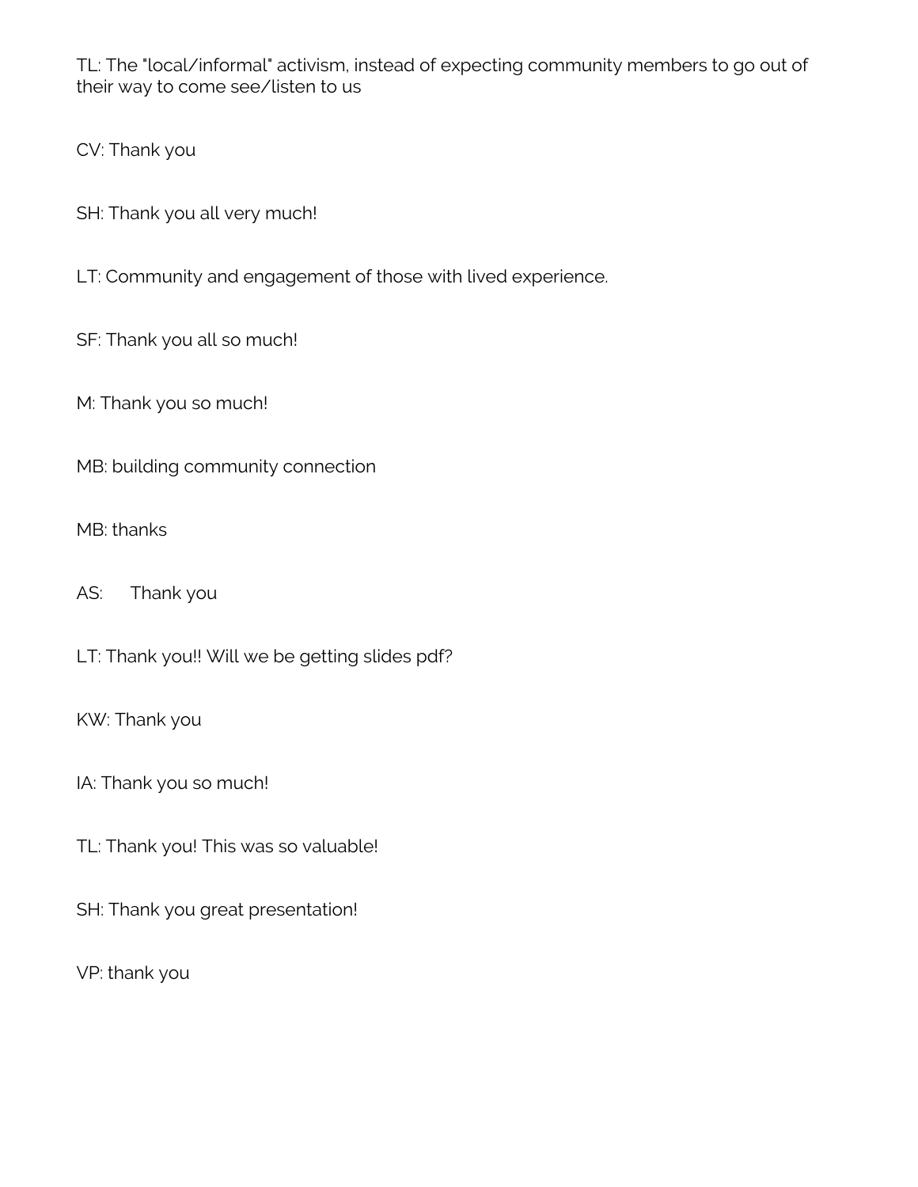TL: The "local/informal" activism, instead of expecting community members to go out of their way to come see/listen to us

CV: Thank you

SH: Thank you all very much!

LT: Community and engagement of those with lived experience.

SF: Thank you all so much!

M: Thank you so much!

MB: building community connection

MB: thanks

AS: Thank you

LT: Thank you!! Will we be getting slides pdf?

KW: Thank you

IA: Thank you so much!

TL: Thank you! This was so valuable!

SH: Thank you great presentation!

VP: thank you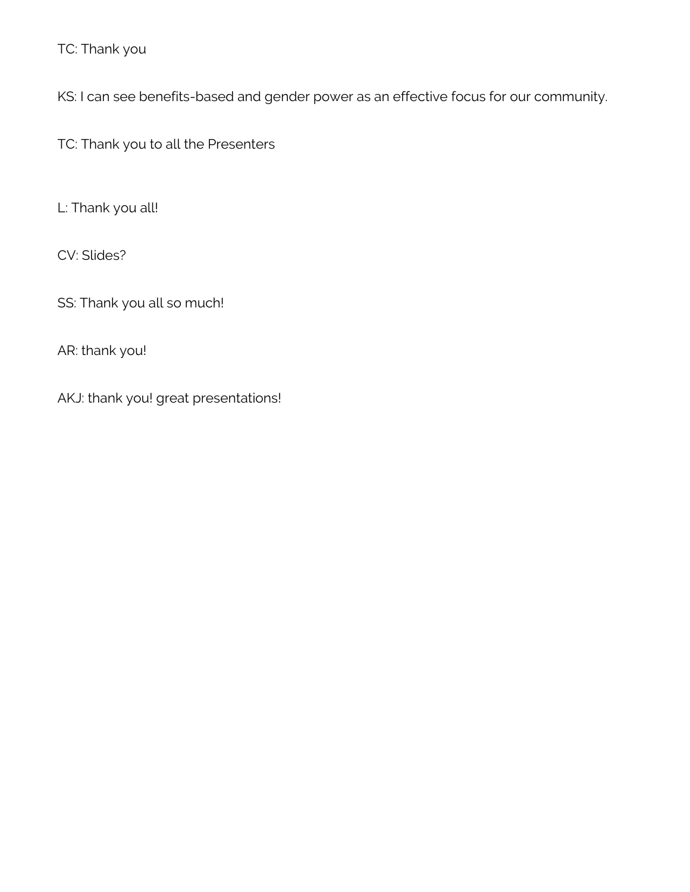TC: Thank you

KS: I can see benefits-based and gender power as an effective focus for our community.

TC: Thank you to all the Presenters

L: Thank you all!

CV: Slides?

SS: Thank you all so much!

AR: thank you!

AKJ: thank you! great presentations!